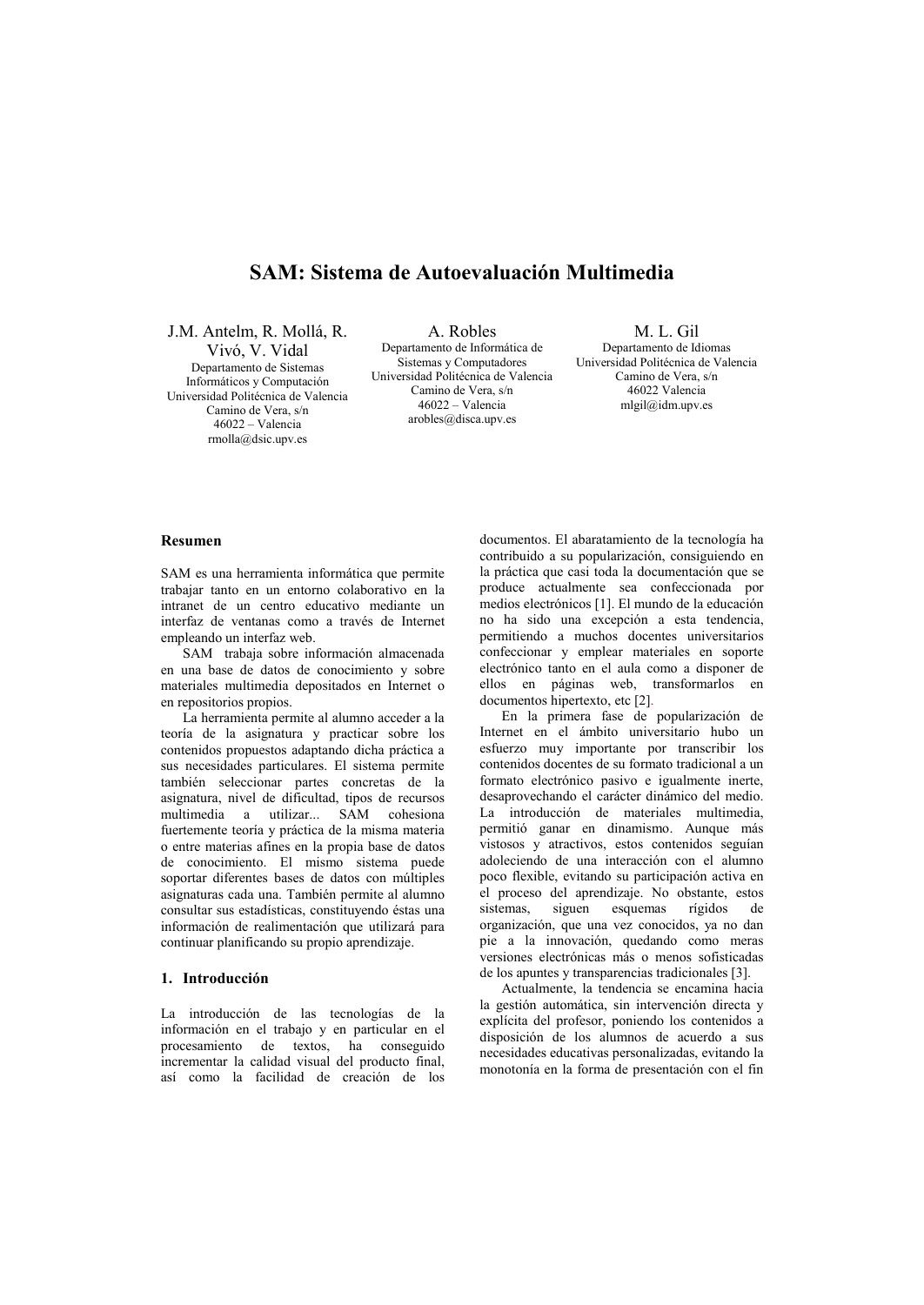# SAM: Sistema de Autoevaluación Multimedia

J.M. Antelm, R. Mollá, R. Vivó, V. Vidal
Departamento de Sistemas Informáticos y Computación
Universidad Politécnica de Valencia
Camino de Vera, s/n
46022 – Valencia
rmolla@dsic.upv.es

A. Robles
Departamento de Informática de Sistemas y Computadores
Universidad Politécnica de Valencia
Camino de Vera, s/n
46022 – Valencia
arobles@disca.upv.es

M. L. Gil
Departamento de Idiomas
Universidad Politécnica de Valencia
Camino de Vera, s/n
46022 Valencia
mlgil@idm.upv.es

## Resumen

SAM es una herramienta informática que permite trabajar tanto en un entorno colaborativo en la intranet de un centro educativo mediante un interfaz de ventanas como a través de Internet empleando un interfaz web.

SAM trabaja sobre información almacenada en una base de datos de conocimiento y sobre materiales multimedia depositados en Internet o en repositorios propios.

La herramienta permite al alumno acceder a la teoría de la asignatura y practicar sobre los contenidos propuestos adaptando dicha práctica a sus necesidades particulares. El sistema permite también seleccionar partes concretas de la asignatura, nivel de dificultad, tipos de recursos multimedia a utilizar... SAM cohesiona fuertemente teoría y práctica de la misma materia o entre materias afines en la propia base de datos de conocimiento. El mismo sistema puede soportar diferentes bases de datos con múltiples asignaturas cada una. También permite al alumno consultar sus estadísticas, constituyendo éstas una información de realimentación que utilizará para continuar planificando su propio aprendizaje.

## 1. Introducción

La introducción de las tecnologías de la información en el trabajo y en particular en el procesamiento de textos, ha conseguido incrementar la calidad visual del producto final, así como la facilidad de creación de los documentos. El abaratamiento de la tecnología ha contribuido a su popularización, consiguiendo en la práctica que casi toda la documentación que se produce actualmente sea confeccionada por medios electrónicos [1]. El mundo de la educación no ha sido una excepción a esta tendencia, permitiendo a muchos docentes universitarios confeccionar y emplear materiales en soporte electrónico tanto en el aula como a disponer de ellos en páginas web, transformarlos en documentos hipertexto, etc [2].

En la primera fase de popularización de Internet en el ámbito universitario hubo un esfuerzo muy importante por transcribir los contenidos docentes de su formato tradicional a un formato electrónico pasivo e igualmente inerte, desaprovechando el carácter dinámico del medio. La introducción de materiales multimedia, permitió ganar en dinamismo. Aunque más vistosos y atractivos, estos contenidos seguían adoleciendo de una interacción con el alumno poco flexible, evitando su participación activa en el proceso del aprendizaje. No obstante, estos sistemas, siguen esquemas rígidos de organización, que una vez conocidos, ya no dan pie a la innovación, quedando como meras versiones electrónicas más o menos sofisticadas de los apuntes y transparencias tradicionales [3].

Actualmente, la tendencia se encamina hacia la gestión automática, sin intervención directa y explícita del profesor, poniendo los contenidos a disposición de los alumnos de acuerdo a sus necesidades educativas personalizadas, evitando la monotonía en la forma de presentación con el fin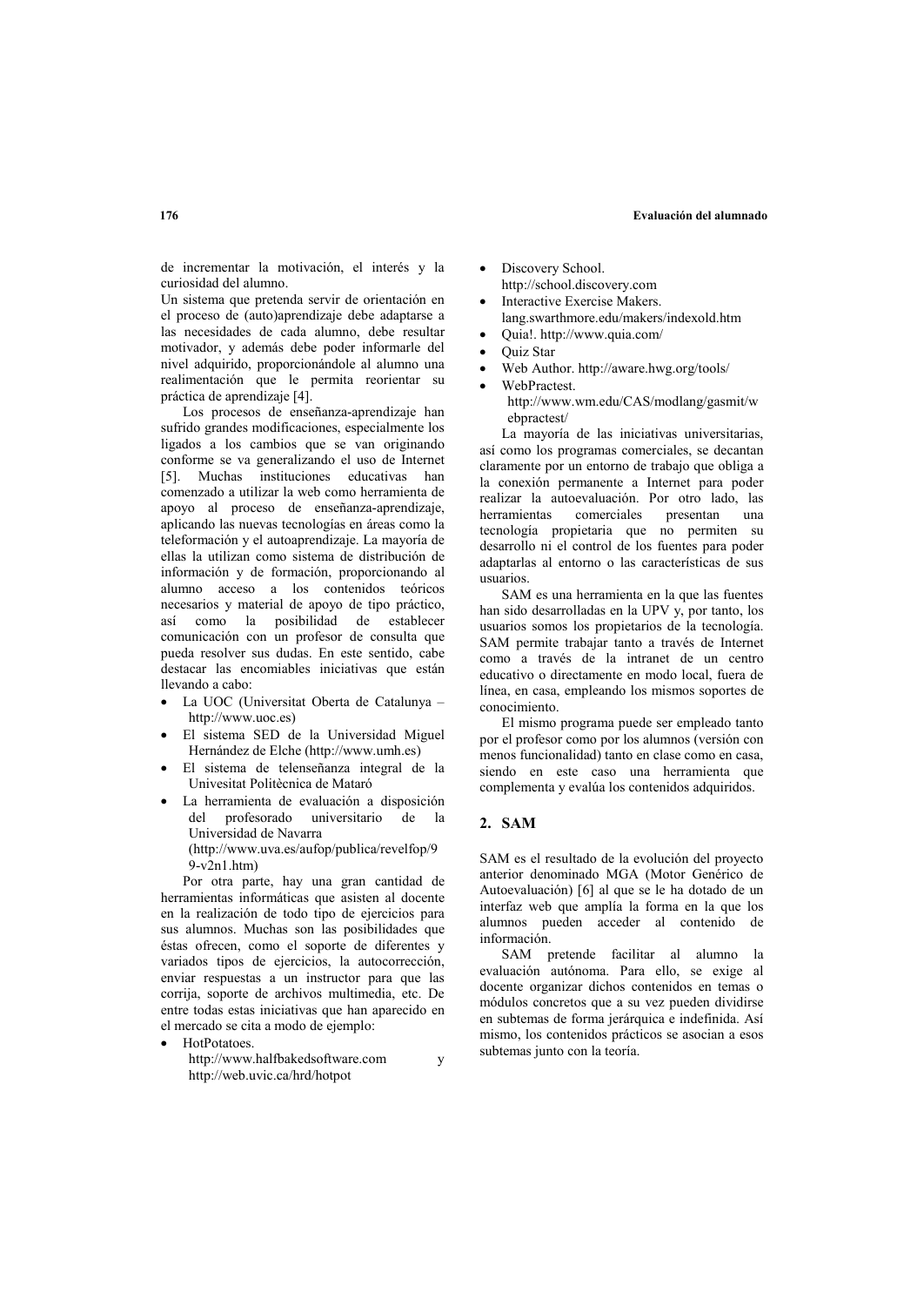de incrementar la motivación, el interés y la curiosidad del alumno.

Un sistema que pretenda servir de orientación en el proceso de (auto)aprendizaje debe adaptarse a las necesidades de cada alumno, debe resultar motivador, y además debe poder informarle del nivel adquirido, proporcionándole al alumno una realimentación que le permita reorientar su práctica de aprendizaje [4].

Los procesos de enseñanza-aprendizaje han sufrido grandes modificaciones, especialmente los ligados a los cambios que se van originando conforme se va generalizando el uso de Internet [5]. Muchas instituciones educativas han comenzado a utilizar la web como herramienta de apoyo al proceso de enseñanza-aprendizaje, aplicando las nuevas tecnologías en áreas como la teleformación y el autoaprendizaje. La mayoría de ellas la utilizan como sistema de distribución de información y de formación, proporcionando al alumno acceso a los contenidos teóricos necesarios y material de apoyo de tipo práctico, así como la posibilidad de establecer comunicación con un profesor de consulta que pueda resolver sus dudas. En este sentido, cabe destacar las encomiables iniciativas que están llevando a cabo:

- La UOC (Universitat Oberta de Catalunya – http://www.uoc.es)
- El sistema SED de la Universidad Miguel Hernández de Elche (http://www.umh.es)
- El sistema de telenseñanza integral de la Univesitat Politècnica de Mataró
- La herramienta de evaluación a disposición del profesorado universitario de la Universidad de Navarra (http://www.uva.es/aufop/publica/revelfop/99-v2n1.htm)

Por otra parte, hay una gran cantidad de herramientas informáticas que asisten al docente en la realización de todo tipo de ejercicios para sus alumnos. Muchas son las posibilidades que éstas ofrecen, como el soporte de diferentes y variados tipos de ejercicios, la autocorrección, enviar respuestas a un instructor para que las corrija, soporte de archivos multimedia, etc. De entre todas estas iniciativas que han aparecido en el mercado se cita a modo de ejemplo:

- HotPotatoes. http://www.halfbakedsoftware.com y http://web.uvic.ca/hrd/hotpot
- Discovery School. http://school.discovery.com
- Interactive Exercise Makers. lang.swarthmore.edu/makers/indexold.htm
- Quia!. http://www.quia.com/
- Quiz Star
- Web Author. http://aware.hwg.org/tools/
- WebPractest. http://www.wm.edu/CAS/modlang/gasmit/webpractest/

La mayoría de las iniciativas universitarias, así como los programas comerciales, se decantan claramente por un entorno de trabajo que obliga a la conexión permanente a Internet para poder realizar la autoevaluación. Por otro lado, las herramientas comerciales presentan una tecnología propietaria que no permiten su desarrollo ni el control de los fuentes para poder adaptarlas al entorno o las características de sus usuarios.

SAM es una herramienta en la que las fuentes han sido desarrolladas en la UPV y, por tanto, los usuarios somos los propietarios de la tecnología. SAM permite trabajar tanto a través de Internet como a través de la intranet de un centro educativo o directamente en modo local, fuera de línea, en casa, empleando los mismos soportes de conocimiento.

El mismo programa puede ser empleado tanto por el profesor como por los alumnos (versión con menos funcionalidad) tanto en clase como en casa, siendo en este caso una herramienta que complementa y evalúa los contenidos adquiridos.

## 2. SAM

SAM es el resultado de la evolución del proyecto anterior denominado MGA (Motor Genérico de Autoevaluación) [6] al que se le ha dotado de un interfaz web que amplía la forma en la que los alumnos pueden acceder al contenido de información.

SAM pretende facilitar al alumno la evaluación autónoma. Para ello, se exige al docente organizar dichos contenidos en temas o módulos concretos que a su vez pueden dividirse en subtemas de forma jerárquica e indefinida. Así mismo, los contenidos prácticos se asocian a esos subtemas junto con la teoría.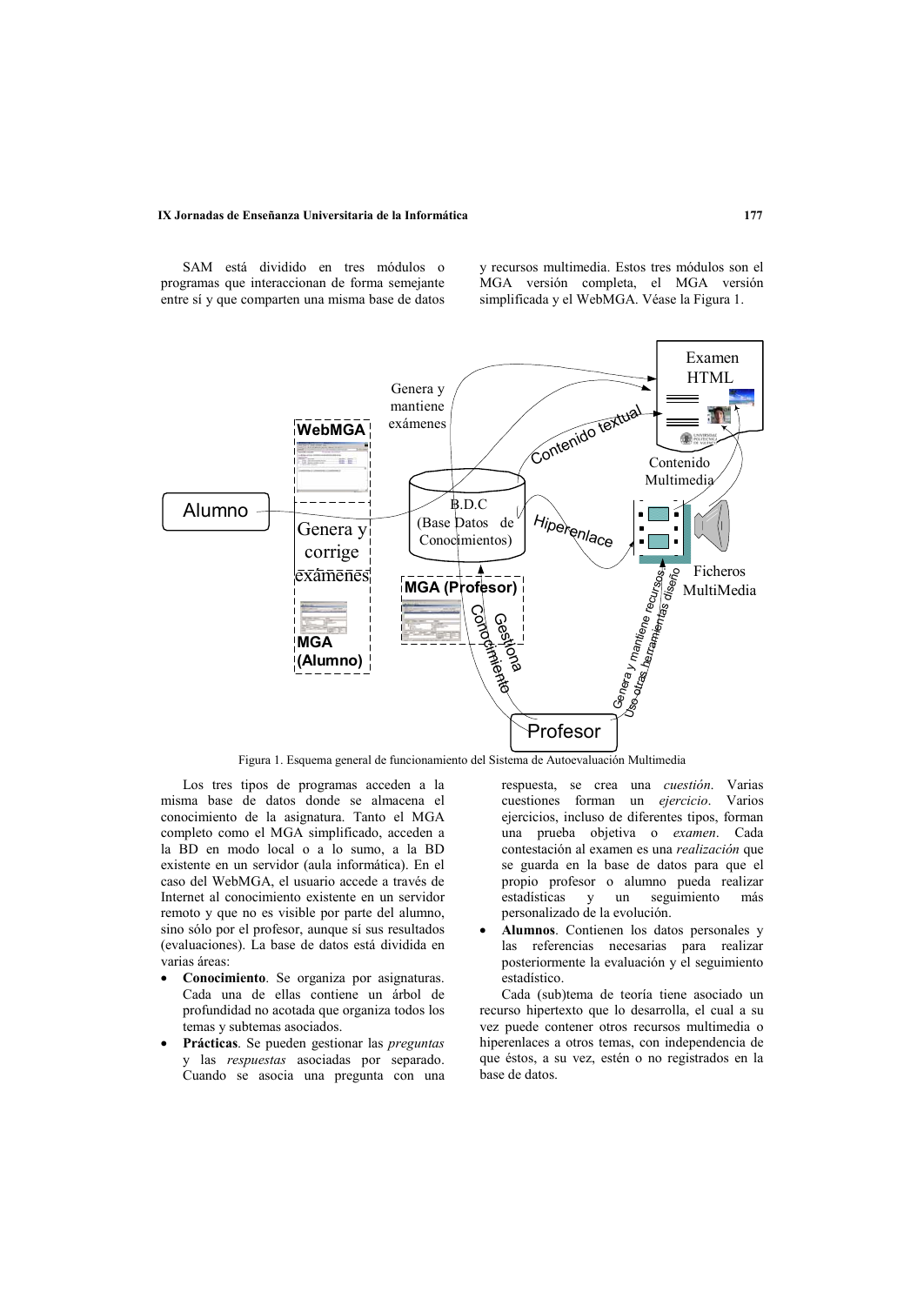SAM está dividido en tres módulos o programas que interaccionan de forma semejante entre sí y que comparten una misma base de datos y recursos multimedia. Estos tres módulos son el MGA versión completa, el MGA versión simplificada y el WebMGA. Véase la Figura 1.

Figura 1. Esquema general de funcionamiento del Sistema de Autoevaluación Multimedia

Los tres tipos de programas acceden a la misma base de datos donde se almacena el conocimiento de la asignatura. Tanto el MGA completo como el MGA simplificado, acceden a la BD en modo local o a lo sumo, a la BD existente en un servidor (aula informática). En el caso del WebMGA, el usuario accede a través de Internet al conocimiento existente en un servidor remoto y que no es visible por parte del alumno, sino sólo por el profesor, aunque sí sus resultados (evaluaciones). La base de datos está dividida en varias áreas:

- **Conocimiento**. Se organiza por asignaturas. Cada una de ellas contiene un árbol de profundidad no acotada que organiza todos los temas y subtemas asociados.
- **Prácticas**. Se pueden gestionar las *preguntas* y las *respuestas* asociadas por separado. Cuando se asocia una pregunta con una respuesta, se crea una *cuestión*. Varias cuestiones forman un *ejercicio*. Varios ejercicios, incluso de diferentes tipos, forman una prueba objetiva o *examen*. Cada contestación al examen es una *realización* que se guarda en la base de datos para que el propio profesor o alumno pueda realizar estadísticas y un seguimiento más personalizado de la evolución.
- **Alumnos**. Contienen los datos personales y las referencias necesarias para realizar posteriormente la evaluación y el seguimiento estadístico.

Cada (sub)tema de teoría tiene asociado un recurso hipertexto que lo desarrolla, el cual a su vez puede contener otros recursos multimedia o hiperenlaces a otros temas, con independencia de que éstos, a su vez, estén o no registrados en la base de datos.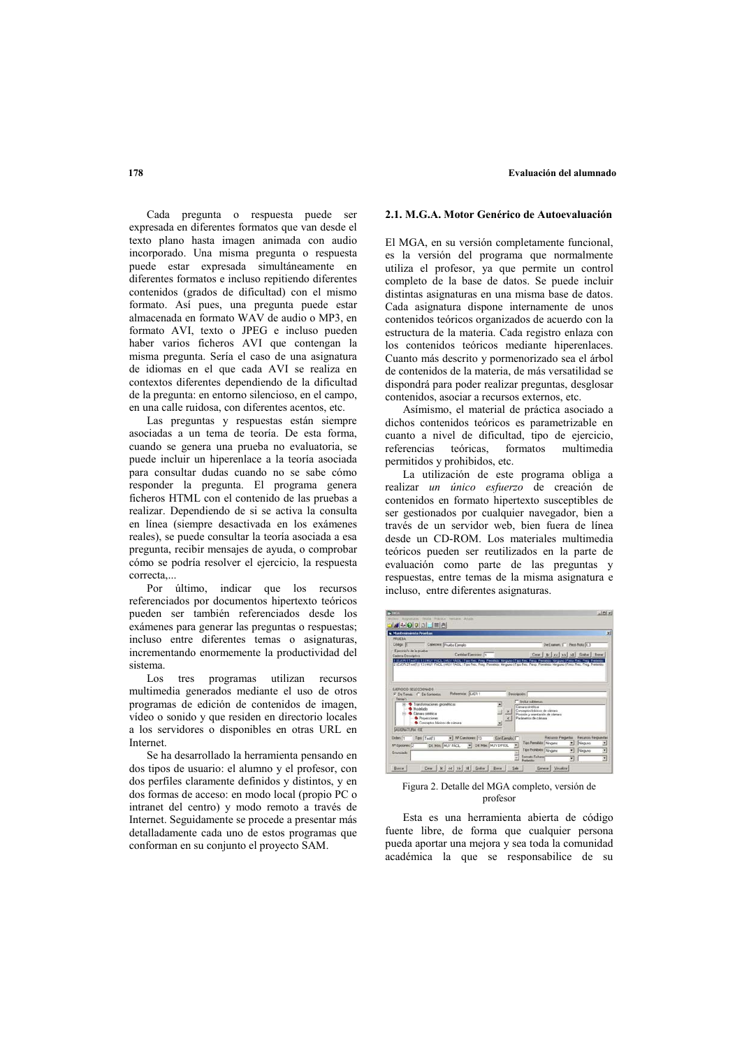Cada pregunta o respuesta puede ser expresada en diferentes formatos que van desde el texto plano hasta imagen animada con audio incorporado. Una misma pregunta o respuesta puede estar expresada simultáneamente en diferentes formatos e incluso repitiendo diferentes contenidos (grados de dificultad) con el mismo formato. Así pues, una pregunta puede estar almacenada en formato WAV de audio o MP3, en formato AVI, texto o JPEG e incluso pueden haber varios ficheros AVI que contengan la misma pregunta. Sería el caso de una asignatura de idiomas en el que cada AVI se realiza en contextos diferentes dependiendo de la dificultad de la pregunta: en entorno silencioso, en el campo, en una calle ruidosa, con diferentes acentos, etc.

Las preguntas y respuestas están siempre asociadas a un tema de teoría. De esta forma, cuando se genera una prueba no evaluatoria, se puede incluir un hiperenlace a la teoría asociada para consultar dudas cuando no se sabe cómo responder la pregunta. El programa genera ficheros HTML con el contenido de las pruebas a realizar. Dependiendo de si se activa la consulta en línea (siempre desactivada en los exámenes reales), se puede consultar la teoría asociada a esa pregunta, recibir mensajes de ayuda, o comprobar cómo se podría resolver el ejercicio, la respuesta correcta,...

Por último, indicar que los recursos referenciados por documentos hipertexto teóricos pueden ser también referenciados desde los exámenes para generar las preguntas o respuestas; incluso entre diferentes temas o asignaturas, incrementando enormemente la productividad del sistema.

Los tres programas utilizan recursos multimedia generados mediante el uso de otros programas de edición de contenidos de imagen, vídeo o sonido y que residen en directorio locales a los servidores o disponibles en otras URL en Internet.

Se ha desarrollado la herramienta pensando en dos tipos de usuario: el alumno y el profesor, con dos perfiles claramente definidos y distintos, y en dos formas de acceso: en modo local (propio PC o intranet del centro) y modo remoto a través de Internet. Seguidamente se procede a presentar más detalladamente cada uno de estos programas que conforman en su conjunto el proyecto SAM.

### 2.1. M.G.A. Motor Genérico de Autoevaluación

El MGA, en su versión completamente funcional, es la versión del programa que normalmente utiliza el profesor, ya que permite un control completo de la base de datos. Se puede incluir distintas asignaturas en una misma base de datos. Cada asignatura dispone internamente de unos contenidos teóricos organizados de acuerdo con la estructura de la materia. Cada registro enlaza con los contenidos teóricos mediante hiperenlaces. Cuanto más descrito y pormenorizado sea el árbol de contenidos de la materia, de más versatilidad se dispondrá para poder realizar preguntas, desglosar contenidos, asociar a recursos externos, etc.

Asímismo, el material de práctica asociado a dichos contenidos teóricos es parametrizable en cuanto a nivel de dificultad, tipo de ejercicio, referencias teóricas, formatos multimedia permitidos y prohibidos, etc.

La utilización de este programa obliga a realizar *un único esfuerzo* de creación de contenidos en formato hipertexto susceptibles de ser gestionados por cualquier navegador, bien a través de un servidor web, bien fuera de línea desde un CD-ROM. Los materiales multimedia teóricos pueden ser reutilizados en la parte de evaluación como parte de las preguntas y respuestas, entre temas de la misma asignatura e incluso, entre diferentes asignaturas.

Figura 2. Detalle del MGA completo, versión de profesor

Esta es una herramienta abierta de código fuente libre, de forma que cualquier persona pueda aportar una mejora y sea toda la comunidad académica la que se responsabilice de su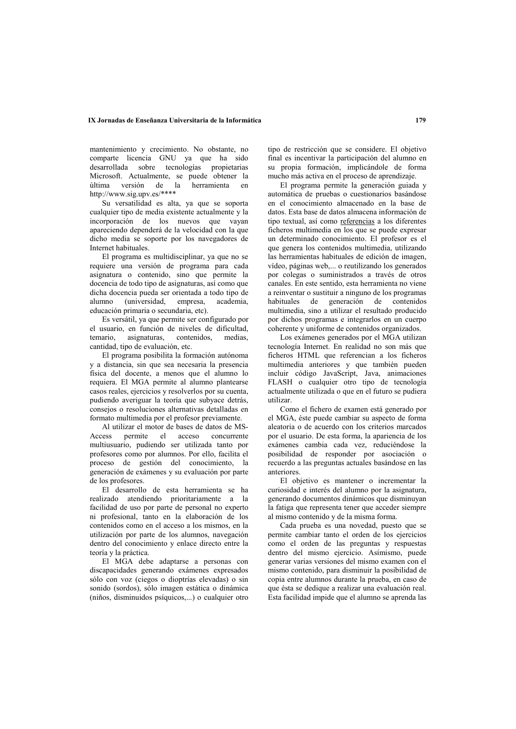mantenimiento y crecimiento. No obstante, no comparte licencia GNU ya que ha sido desarrollada sobre tecnologías propietarias Microsoft. Actualmente, se puede obtener la última versión de la herramienta en http://www.sig.upv.es/****

Su versatilidad es alta, ya que se soporta cualquier tipo de media existente actualmente y la incorporación de los nuevos que vayan apareciendo dependerá de la velocidad con la que dicho media se soporte por los navegadores de Internet habituales.

El programa es multidisciplinar, ya que no se requiere una versión de programa para cada asignatura o contenido, sino que permite la docencia de todo tipo de asignaturas, así como que dicha docencia pueda ser orientada a todo tipo de alumno (universidad, empresa, academia, educación primaria o secundaria, etc).

Es versátil, ya que permite ser configurado por el usuario, en función de niveles de dificultad, temario, asignaturas, contenidos, medias, cantidad, tipo de evaluación, etc.

El programa posibilita la formación autónoma y a distancia, sin que sea necesaria la presencia física del docente, a menos que el alumno lo requiera. El MGA permite al alumno plantearse casos reales, ejercicios y resolverlos por su cuenta, pudiendo averiguar la teoría que subyace detrás, consejos o resoluciones alternativas detalladas en formato multimedia por el profesor previamente.

Al utilizar el motor de bases de datos de MS-Access permite el acceso concurrente multiusuario, pudiendo ser utilizada tanto por profesores como por alumnos. Por ello, facilita el proceso de gestión del conocimiento, la generación de exámenes y su evaluación por parte de los profesores.

El desarrollo de esta herramienta se ha realizado atendiendo prioritariamente a la facilidad de uso por parte de personal no experto ni profesional, tanto en la elaboración de los contenidos como en el acceso a los mismos, en la utilización por parte de los alumnos, navegación dentro del conocimiento y enlace directo entre la teoría y la práctica.

El MGA debe adaptarse a personas con discapacidades generando exámenes expresados sólo con voz (ciegos o dioptrías elevadas) o sin sonido (sordos), sólo imagen estática o dinámica (niños, disminuidos psíquicos,...) o cualquier otro tipo de restricción que se considere. El objetivo final es incentivar la participación del alumno en su propia formación, implicándole de forma mucho más activa en el proceso de aprendizaje.

El programa permite la generación guiada y automática de pruebas o cuestionarios basándose en el conocimiento almacenado en la base de datos. Esta base de datos almacena información de tipo textual, así como referencias a los diferentes ficheros multimedia en los que se puede expresar un determinado conocimiento. El profesor es el que genera los contenidos multimedia, utilizando las herramientas habituales de edición de imagen, vídeo, páginas web,... o reutilizando los generados por colegas o suministrados a través de otros canales. En este sentido, esta herramienta no viene a reinventar o sustituir a ninguno de los programas habituales de generación de contenidos multimedia, sino a utilizar el resultado producido por dichos programas e integrarlos en un cuerpo coherente y uniforme de contenidos organizados.

Los exámenes generados por el MGA utilizan tecnología Internet. En realidad no son más que ficheros HTML que referencian a los ficheros multimedia anteriores y que también pueden incluir código JavaScript, Java, animaciones FLASH o cualquier otro tipo de tecnología actualmente utilizada o que en el futuro se pudiera utilizar.

Como el fichero de examen está generado por el MGA, éste puede cambiar su aspecto de forma aleatoria o de acuerdo con los criterios marcados por el usuario. De esta forma, la apariencia de los exámenes cambia cada vez, reduciéndose la posibilidad de responder por asociación o recuerdo a las preguntas actuales basándose en las anteriores.

El objetivo es mantener o incrementar la curiosidad e interés del alumno por la asignatura, generando documentos dinámicos que disminuyan la fatiga que representa tener que acceder siempre al mismo contenido y de la misma forma.

Cada prueba es una novedad, puesto que se permite cambiar tanto el orden de los ejercicios como el orden de las preguntas y respuestas dentro del mismo ejercicio. Asímismo, puede generar varias versiones del mismo examen con el mismo contenido, para disminuir la posibilidad de copia entre alumnos durante la prueba, en caso de que ésta se dedique a realizar una evaluación real. Esta facilidad impide que el alumno se aprenda las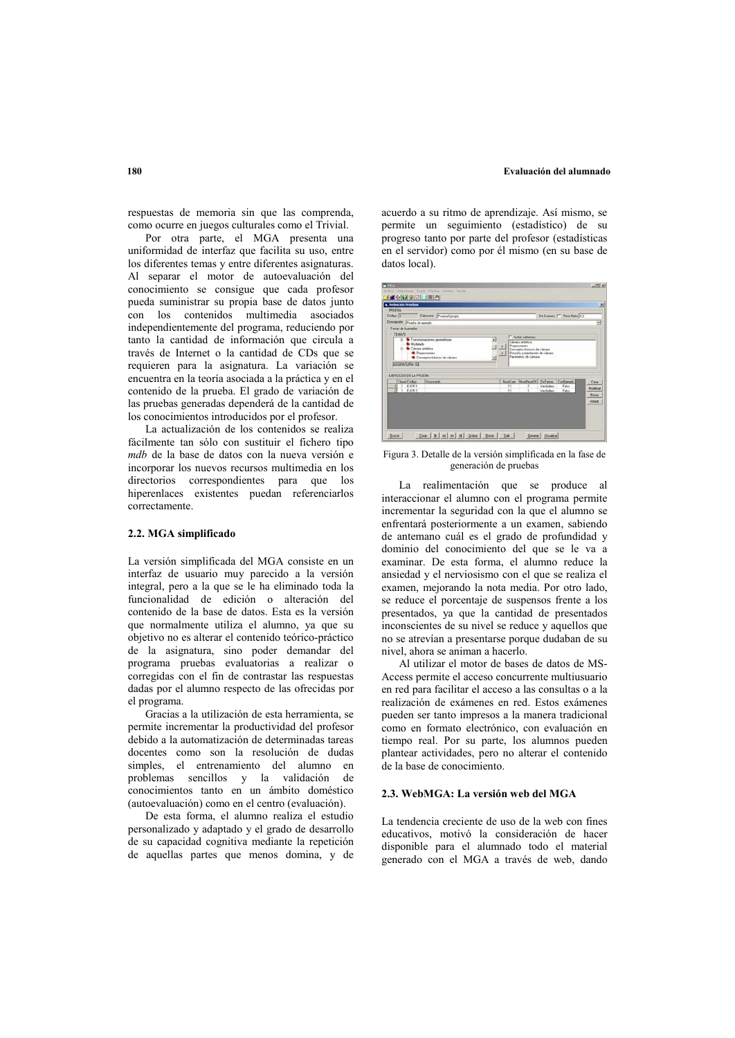respuestas de memoria sin que las comprenda, como ocurre en juegos culturales como el Trivial.

Por otra parte, el MGA presenta una uniformidad de interfaz que facilita su uso, entre los diferentes temas y entre diferentes asignaturas. Al separar el motor de autoevaluación del conocimiento se consigue que cada profesor pueda suministrar su propia base de datos junto con los contenidos multimedia asociados independientemente del programa, reduciendo por tanto la cantidad de información que circula a través de Internet o la cantidad de CDs que se requieren para la asignatura. La variación se encuentra en la teoría asociada a la práctica y en el contenido de la prueba. El grado de variación de las pruebas generadas dependerá de la cantidad de los conocimientos introducidos por el profesor.

La actualización de los contenidos se realiza fácilmente tan sólo con sustituir el fichero tipo *mdb* de la base de datos con la nueva versión e incorporar los nuevos recursos multimedia en los directorios correspondientes para que los hiperenlaces existentes puedan referenciarlos correctamente.

### 2.2. MGA simplificado

La versión simplificada del MGA consiste en un interfaz de usuario muy parecido a la versión integral, pero a la que se le ha eliminado toda la funcionalidad de edición o alteración del contenido de la base de datos. Esta es la versión que normalmente utiliza el alumno, ya que su objetivo no es alterar el contenido teórico-práctico de la asignatura, sino poder demandar del programa pruebas evaluatorias a realizar o corregidas con el fin de contrastar las respuestas dadas por el alumno respecto de las ofrecidas por el programa.

Gracias a la utilización de esta herramienta, se permite incrementar la productividad del profesor debido a la automatización de determinadas tareas docentes como son la resolución de dudas simples, el entrenamiento del alumno en problemas sencillos y la validación de conocimientos tanto en un ámbito doméstico (autoevaluación) como en el centro (evaluación).

De esta forma, el alumno realiza el estudio personalizado y adaptado y el grado de desarrollo de su capacidad cognitiva mediante la repetición de aquellas partes que menos domina, y de acuerdo a su ritmo de aprendizaje. Así mismo, se permite un seguimiento (estadístico) de su progreso tanto por parte del profesor (estadísticas en el servidor) como por él mismo (en su base de datos local).

Figura 3. Detalle de la versión simplificada en la fase de generación de pruebas

La realimentación que se produce al interaccionar el alumno con el programa permite incrementar la seguridad con la que el alumno se enfrentará posteriormente a un examen, sabiendo de antemano cuál es el grado de profundidad y dominio del conocimiento del que se le va a examinar. De esta forma, el alumno reduce la ansiedad y el nerviosismo con el que se realiza el examen, mejorando la nota media. Por otro lado, se reduce el porcentaje de suspensos frente a los presentados, ya que la cantidad de presentados inconscientes de su nivel se reduce y aquellos que no se atrevían a presentarse porque dudaban de su nivel, ahora se animan a hacerlo.

Al utilizar el motor de bases de datos de MS-Access permite el acceso concurrente multiusuario en red para facilitar el acceso a las consultas o a la realización de exámenes en red. Estos exámenes pueden ser tanto impresos a la manera tradicional como en formato electrónico, con evaluación en tiempo real. Por su parte, los alumnos pueden plantear actividades, pero no alterar el contenido de la base de conocimiento.

### 2.3. WebMGA: La versión web del MGA

La tendencia creciente de uso de la web con fines educativos, motivó la consideración de hacer disponible para el alumnado todo el material generado con el MGA a través de web, dando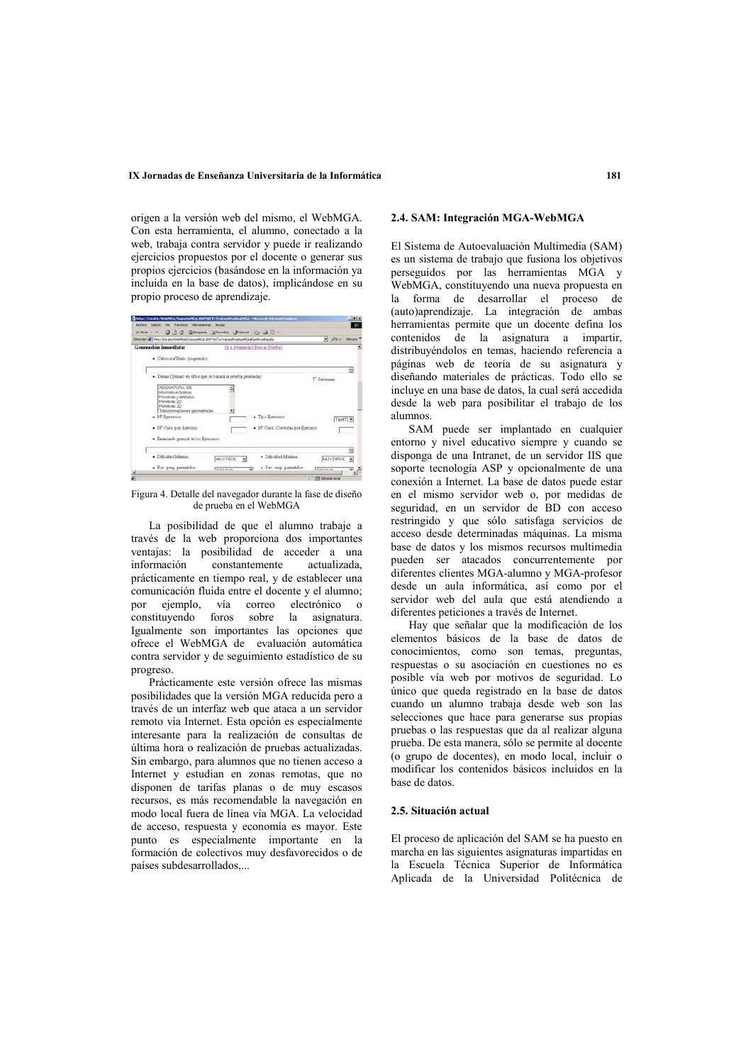origen a la versión web del mismo, el WebMGA. Con esta herramienta, el alumno, conectado a la web, trabaja contra servidor y puede ir realizando ejercicios propuestos por el docente o generar sus propios ejercicios (basándose en la información ya incluida en la base de datos), implicándose en su propio proceso de aprendizaje.

Figura 4. Detalle del navegador durante la fase de diseño de prueba en el WebMGA

La posibilidad de que el alumno trabaje a través de la web proporciona dos importantes ventajas: la posibilidad de acceder a una información constantemente actualizada, prácticamente en tiempo real, y de establecer una comunicación fluida entre el docente y el alumno; por ejemplo, vía correo electrónico o constituyendo foros sobre la asignatura. Igualmente son importantes las opciones que ofrece el WebMGA de evaluación automática contra servidor y de seguimiento estadístico de su progreso.

Prácticamente este versión ofrece las mismas posibilidades que la versión MGA reducida pero a través de un interfaz web que ataca a un servidor remoto vía Internet. Esta opción es especialmente interesante para la realización de consultas de última hora o realización de pruebas actualizadas. Sin embargo, para alumnos que no tienen acceso a Internet y estudian en zonas remotas, que no disponen de tarifas planas o de muy escasos recursos, es más recomendable la navegación en modo local fuera de línea vía MGA. La velocidad de acceso, respuesta y economía es mayor. Este punto es especialmente importante en la formación de colectivos muy desfavorecidos o de países subdesarrollados,...

### 2.4. SAM: Integración MGA-WebMGA

El Sistema de Autoevaluación Multimedia (SAM) es un sistema de trabajo que fusiona los objetivos perseguidos por las herramientas MGA y WebMGA, constituyendo una nueva propuesta en la forma de desarrollar el proceso de (auto)aprendizaje. La integración de ambas herramientas permite que un docente defina los contenidos de la asignatura a impartir, distribuyéndolos en temas, haciendo referencia a páginas web de teoría de su asignatura y diseñando materiales de prácticas. Todo ello se incluye en una base de datos, la cual será accedida desde la web para posibilitar el trabajo de los alumnos.

SAM puede ser implantado en cualquier entorno y nivel educativo siempre y cuando se disponga de una Intranet, de un servidor IIS que soporte tecnología ASP y opcionalmente de una conexión a Internet. La base de datos puede estar en el mismo servidor web o, por medidas de seguridad, en un servidor de BD con acceso restringido y que sólo satisfaga servicios de acceso desde determinadas máquinas. La misma base de datos y los mismos recursos multimedia pueden ser atacados concurrentemente por diferentes clientes MGA-alumno y MGA-profesor desde un aula informática, así como por el servidor web del aula que está atendiendo a diferentes peticiones a través de Internet.

Hay que señalar que la modificación de los elementos básicos de la base de datos de conocimientos, como son temas, preguntas, respuestas o su asociación en cuestiones no es posible vía web por motivos de seguridad. Lo único que queda registrado en la base de datos cuando un alumno trabaja desde web son las selecciones que hace para generarse sus propias pruebas o las respuestas que da al realizar alguna prueba. De esta manera, sólo se permite al docente (o grupo de docentes), en modo local, incluir o modificar los contenidos básicos incluidos en la base de datos.

### 2.5. Situación actual

El proceso de aplicación del SAM se ha puesto en marcha en las siguientes asignaturas impartidas en la Escuela Técnica Superior de Informática Aplicada de la Universidad Politécnica de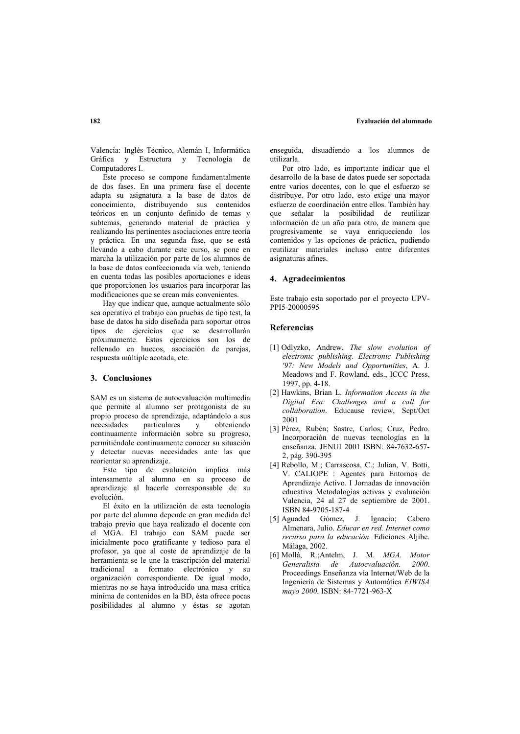Valencia: Inglés Técnico, Alemán I, Informática Gráfica y Estructura y Tecnología de Computadores I.

Este proceso se compone fundamentalmente de dos fases. En una primera fase el docente adapta su asignatura a la base de datos de conocimiento, distribuyendo sus contenidos teóricos en un conjunto definido de temas y subtemas, generando material de práctica y realizando las pertinentes asociaciones entre teoría y práctica. En una segunda fase, que se está llevando a cabo durante este curso, se pone en marcha la utilización por parte de los alumnos de la base de datos confeccionada vía web, teniendo en cuenta todas las posibles aportaciones e ideas que proporcionen los usuarios para incorporar las modificaciones que se crean más convenientes.

Hay que indicar que, aunque actualmente sólo sea operativo el trabajo con pruebas de tipo test, la base de datos ha sido diseñada para soportar otros tipos de ejercicios que se desarrollarán próximamente. Estos ejercicios son los de rellenado en huecos, asociación de parejas, respuesta múltiple acotada, etc.

## 3. Conclusiones

SAM es un sistema de autoevaluación multimedia que permite al alumno ser protagonista de su propio proceso de aprendizaje, adaptándolo a sus necesidades particulares y obteniendo continuamente información sobre su progreso, permitiéndole continuamente conocer su situación y detectar nuevas necesidades ante las que reorientar su aprendizaje.

Este tipo de evaluación implica más intensamente al alumno en su proceso de aprendizaje al hacerle corresponsable de su evolución.

El éxito en la utilización de esta tecnología por parte del alumno depende en gran medida del trabajo previo que haya realizado el docente con el MGA. El trabajo con SAM puede ser inicialmente poco gratificante y tedioso para el profesor, ya que al coste de aprendizaje de la herramienta se le une la trascripción del material tradicional a formato electrónico y su organización correspondiente. De igual modo, mientras no se haya introducido una masa crítica mínima de contenidos en la BD, ésta ofrece pocas posibilidades al alumno y éstas se agotan enseguida, disuadiendo a los alumnos de utilizarla.

Por otro lado, es importante indicar que el desarrollo de la base de datos puede ser soportada entre varios docentes, con lo que el esfuerzo se distribuye. Por otro lado, esto exige una mayor esfuerzo de coordinación entre ellos. También hay que señalar la posibilidad de reutilizar información de un año para otro, de manera que progresivamente se vaya enriqueciendo los contenidos y las opciones de práctica, pudiendo reutilizar materiales incluso entre diferentes asignaturas afines.

## 4. Agradecimientos

Este trabajo esta soportado por el proyecto UPV-PPI5-20000595

## Referencias

[1] Odlyzko, Andrew. *The slow evolution of electronic publishing*. *Electronic Publishing '97: New Models and Opportunities*, A. J. Meadows and F. Rowland, eds., ICCC Press, 1997, pp. 4-18.

[2] Hawkins, Brian L. *Information Access in the Digital Era: Challenges and a call for collaboration*. Educause review, Sept/Oct 2001

[3] Pérez, Rubén; Sastre, Carlos; Cruz, Pedro. Incorporación de nuevas tecnologías en la enseñanza. JENUI 2001 ISBN: 84-7632-657-2, pág. 390-395

[4] Rebollo, M.; Carrascosa, C.; Julian, V. Botti, V. CALIOPE : Agentes para Entornos de Aprendizaje Activo. I Jornadas de innovación educativa Metodologías activas y evaluación Valencia, 24 al 27 de septiembre de 2001. ISBN 84-9705-187-4

[5] Aguaded Gómez, J. Ignacio; Cabero Almenara, Julio. *Educar en red. Internet como recurso para la educación*. Ediciones Aljibe. Málaga, 2002.

[6] Mollá, R.;Antelm, J. M. *MGA. Motor Generalista de Autoevaluación. 2000*. Proceedings Enseñanza vía Internet/Web de la Ingeniería de Sistemas y Automática *EIWISA mayo 2000.* ISBN: 84-7721-963-X